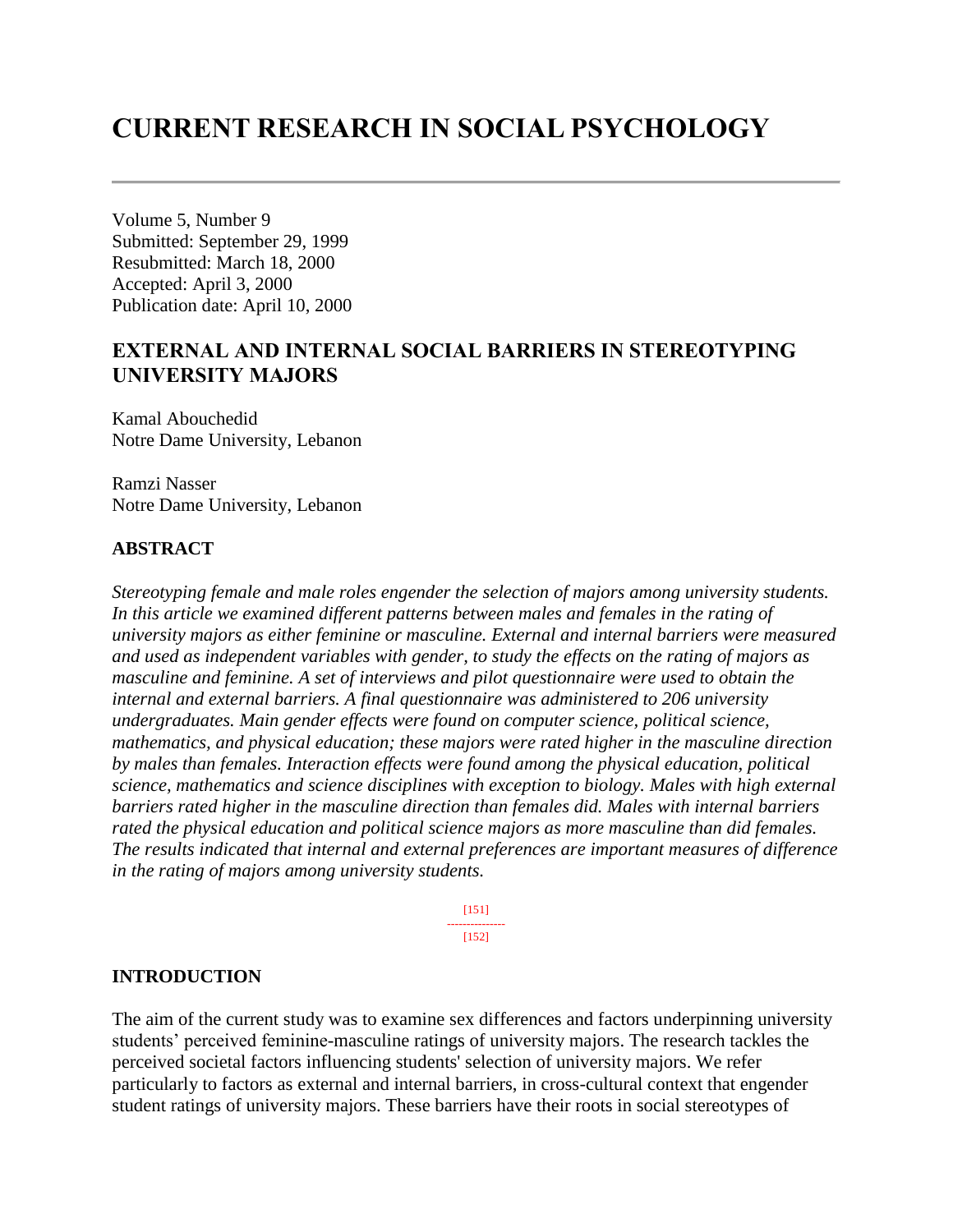# CURRENT RESEARCH IN SOCIAL PSYCHOLOGY

Volume 5, Number 9
Submitted: September 29, 1999
Resubmitted: March 18, 2000
Accepted: April 3, 2000
Publication date: April 10, 2000

## EXTERNAL AND INTERNAL SOCIAL BARRIERS IN STEREOTYPING UNIVERSITY MAJORS

Kamal Abouchedid
Notre Dame University, Lebanon

Ramzi Nasser
Notre Dame University, Lebanon

### ABSTRACT

*Stereotyping female and male roles engender the selection of majors among university students. In this article we examined different patterns between males and females in the rating of university majors as either feminine or masculine. External and internal barriers were measured and used as independent variables with gender, to study the effects on the rating of majors as masculine and feminine. A set of interviews and pilot questionnaire were used to obtain the internal and external barriers. A final questionnaire was administered to 206 university undergraduates. Main gender effects were found on computer science, political science, mathematics, and physical education; these majors were rated higher in the masculine direction by males than females. Interaction effects were found among the physical education, political science, mathematics and science disciplines with exception to biology. Males with high external barriers rated higher in the masculine direction than females did. Males with internal barriers rated the physical education and political science majors as more masculine than did females. The results indicated that internal and external preferences are important measures of difference in the rating of majors among university students.*

### INTRODUCTION

The aim of the current study was to examine sex differences and factors underpinning university students' perceived feminine-masculine ratings of university majors. The research tackles the perceived societal factors influencing students' selection of university majors. We refer particularly to factors as external and internal barriers, in cross-cultural context that engender student ratings of university majors. These barriers have their roots in social stereotypes of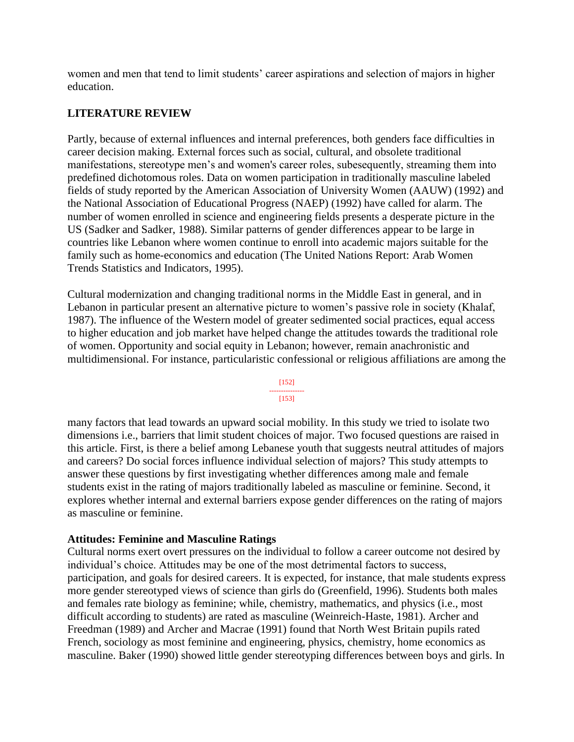women and men that tend to limit students' career aspirations and selection of majors in higher education.

## LITERATURE REVIEW

Partly, because of external influences and internal preferences, both genders face difficulties in career decision making. External forces such as social, cultural, and obsolete traditional manifestations, stereotype men's and women's career roles, subesequently, streaming them into predefined dichotomous roles. Data on women participation in traditionally masculine labeled fields of study reported by the American Association of University Women (AAUW) (1992) and the National Association of Educational Progress (NAEP) (1992) have called for alarm. The number of women enrolled in science and engineering fields presents a desperate picture in the US (Sadker and Sadker, 1988). Similar patterns of gender differences appear to be large in countries like Lebanon where women continue to enroll into academic majors suitable for the family such as home-economics and education (The United Nations Report: Arab Women Trends Statistics and Indicators, 1995).

Cultural modernization and changing traditional norms in the Middle East in general, and in Lebanon in particular present an alternative picture to women's passive role in society (Khalaf, 1987). The influence of the Western model of greater sedimented social practices, equal access to higher education and job market have helped change the attitudes towards the traditional role of women. Opportunity and social equity in Lebanon; however, remain anachronistic and multidimensional. For instance, particularistic confessional or religious affiliations are among the many factors that lead towards an upward social mobility. In this study we tried to isolate two dimensions i.e., barriers that limit student choices of major. Two focused questions are raised in this article. First, is there a belief among Lebanese youth that suggests neutral attitudes of majors and careers? Do social forces influence individual selection of majors? This study attempts to answer these questions by first investigating whether differences among male and female students exist in the rating of majors traditionally labeled as masculine or feminine. Second, it explores whether internal and external barriers expose gender differences on the rating of majors as masculine or feminine.

### Attitudes: Feminine and Masculine Ratings

Cultural norms exert overt pressures on the individual to follow a career outcome not desired by individual's choice. Attitudes may be one of the most detrimental factors to success, participation, and goals for desired careers. It is expected, for instance, that male students express more gender stereotyped views of science than girls do (Greenfield, 1996). Students both males and females rate biology as feminine; while, chemistry, mathematics, and physics (i.e., most difficult according to students) are rated as masculine (Weinreich-Haste, 1981). Archer and Freedman (1989) and Archer and Macrae (1991) found that North West Britain pupils rated French, sociology as most feminine and engineering, physics, chemistry, home economics as masculine. Baker (1990) showed little gender stereotyping differences between boys and girls. In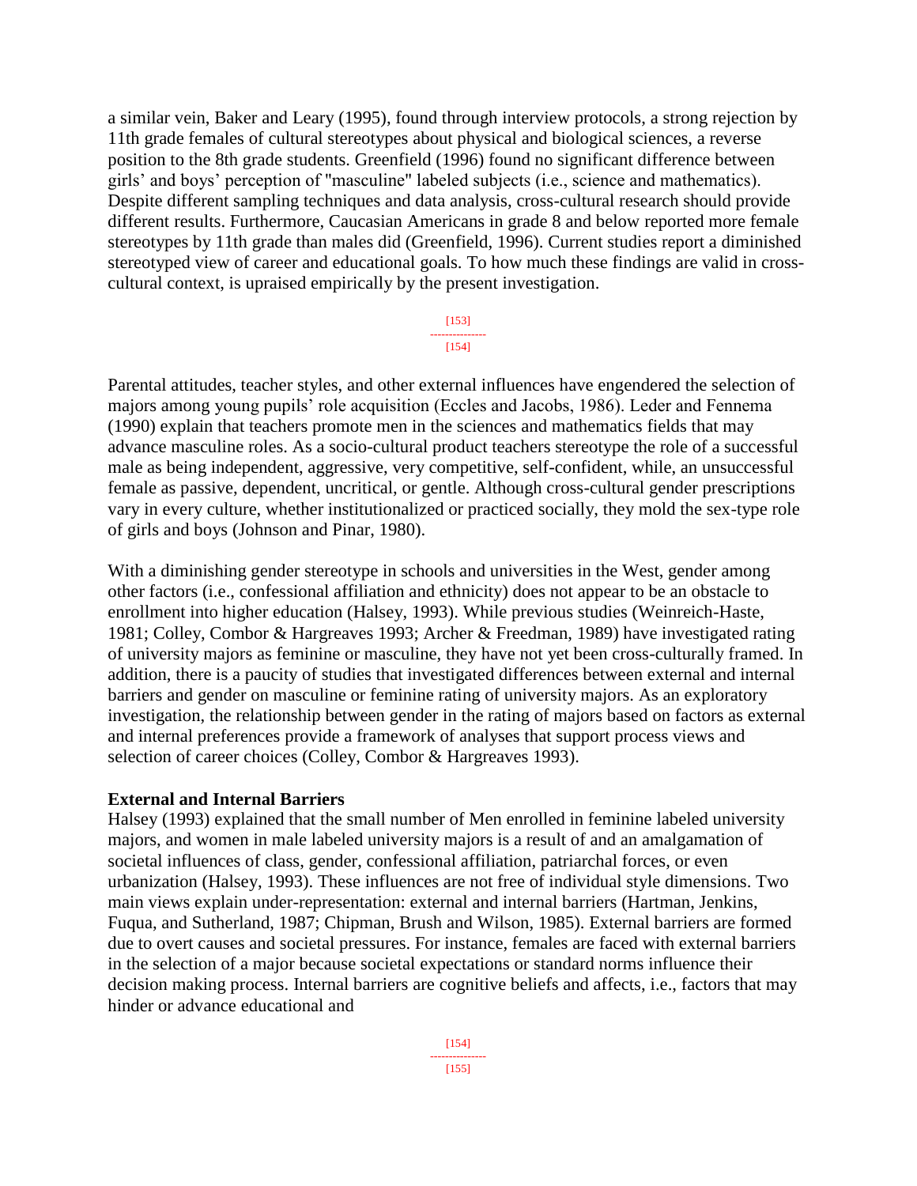a similar vein, Baker and Leary (1995), found through interview protocols, a strong rejection by 11th grade females of cultural stereotypes about physical and biological sciences, a reverse position to the 8th grade students. Greenfield (1996) found no significant difference between girls' and boys' perception of "masculine" labeled subjects (i.e., science and mathematics). Despite different sampling techniques and data analysis, cross-cultural research should provide different results. Furthermore, Caucasian Americans in grade 8 and below reported more female stereotypes by 11th grade than males did (Greenfield, 1996). Current studies report a diminished stereotyped view of career and educational goals. To how much these findings are valid in cross-cultural context, is upraised empirically by the present investigation.

Parental attitudes, teacher styles, and other external influences have engendered the selection of majors among young pupils' role acquisition (Eccles and Jacobs, 1986). Leder and Fennema (1990) explain that teachers promote men in the sciences and mathematics fields that may advance masculine roles. As a socio-cultural product teachers stereotype the role of a successful male as being independent, aggressive, very competitive, self-confident, while, an unsuccessful female as passive, dependent, uncritical, or gentle. Although cross-cultural gender prescriptions vary in every culture, whether institutionalized or practiced socially, they mold the sex-type role of girls and boys (Johnson and Pinar, 1980).

With a diminishing gender stereotype in schools and universities in the West, gender among other factors (i.e., confessional affiliation and ethnicity) does not appear to be an obstacle to enrollment into higher education (Halsey, 1993). While previous studies (Weinreich-Haste, 1981; Colley, Combor & Hargreaves 1993; Archer & Freedman, 1989) have investigated rating of university majors as feminine or masculine, they have not yet been cross-culturally framed. In addition, there is a paucity of studies that investigated differences between external and internal barriers and gender on masculine or feminine rating of university majors. As an exploratory investigation, the relationship between gender in the rating of majors based on factors as external and internal preferences provide a framework of analyses that support process views and selection of career choices (Colley, Combor & Hargreaves 1993).

**External and Internal Barriers**

Halsey (1993) explained that the small number of Men enrolled in feminine labeled university majors, and women in male labeled university majors is a result of and an amalgamation of societal influences of class, gender, confessional affiliation, patriarchal forces, or even urbanization (Halsey, 1993). These influences are not free of individual style dimensions. Two main views explain under-representation: external and internal barriers (Hartman, Jenkins, Fuqua, and Sutherland, 1987; Chipman, Brush and Wilson, 1985). External barriers are formed due to overt causes and societal pressures. For instance, females are faced with external barriers in the selection of a major because societal expectations or standard norms influence their decision making process. Internal barriers are cognitive beliefs and affects, i.e., factors that may hinder or advance educational and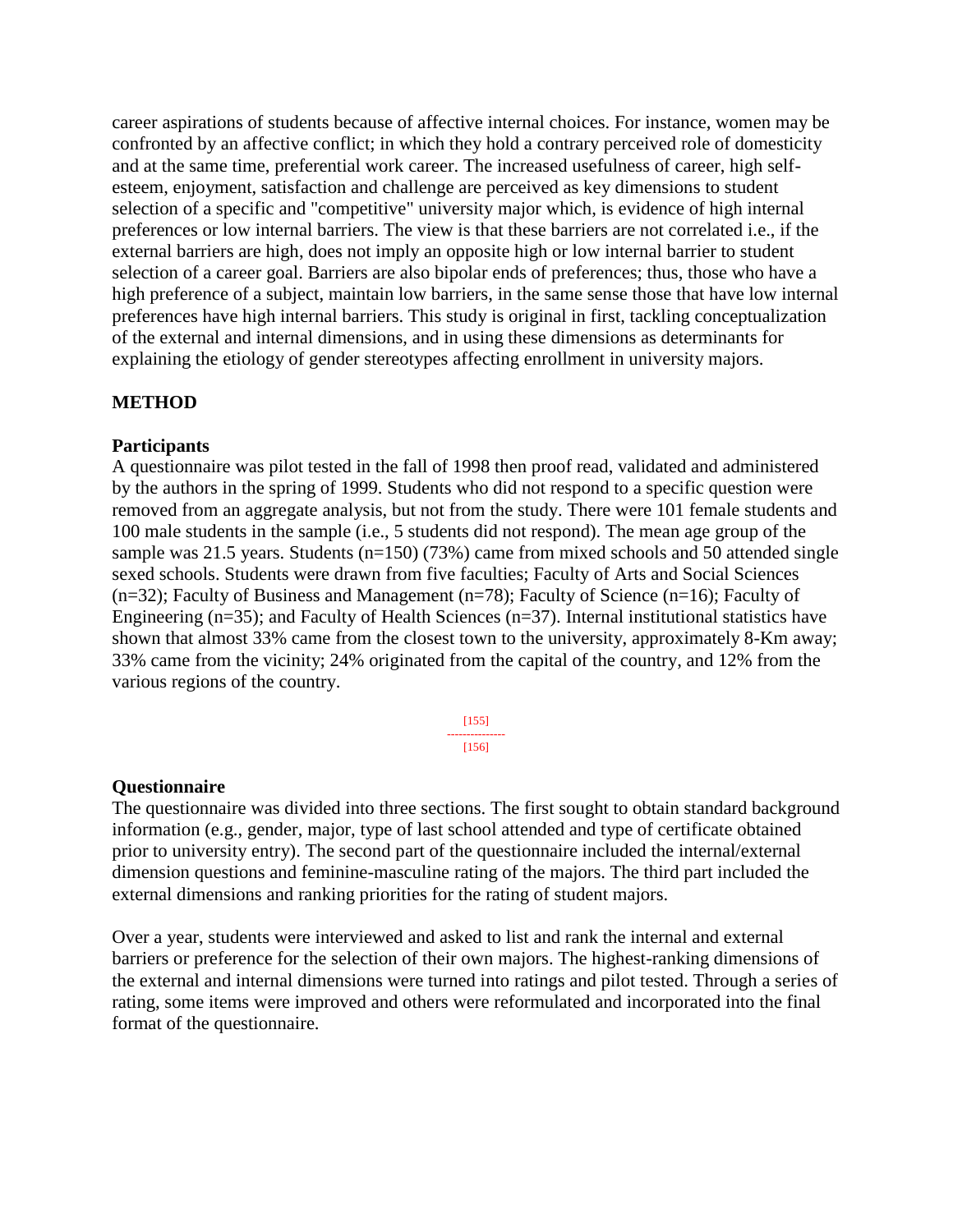career aspirations of students because of affective internal choices. For instance, women may be confronted by an affective conflict; in which they hold a contrary perceived role of domesticity and at the same time, preferential work career. The increased usefulness of career, high self-esteem, enjoyment, satisfaction and challenge are perceived as key dimensions to student selection of a specific and "competitive" university major which, is evidence of high internal preferences or low internal barriers. The view is that these barriers are not correlated i.e., if the external barriers are high, does not imply an opposite high or low internal barrier to student selection of a career goal. Barriers are also bipolar ends of preferences; thus, those who have a high preference of a subject, maintain low barriers, in the same sense those that have low internal preferences have high internal barriers. This study is original in first, tackling conceptualization of the external and internal dimensions, and in using these dimensions as determinants for explaining the etiology of gender stereotypes affecting enrollment in university majors.

## METHOD

### Participants

A questionnaire was pilot tested in the fall of 1998 then proof read, validated and administered by the authors in the spring of 1999. Students who did not respond to a specific question were removed from an aggregate analysis, but not from the study. There were 101 female students and 100 male students in the sample (i.e., 5 students did not respond). The mean age group of the sample was 21.5 years. Students (n=150) (73%) came from mixed schools and 50 attended single sexed schools. Students were drawn from five faculties; Faculty of Arts and Social Sciences (n=32); Faculty of Business and Management (n=78); Faculty of Science (n=16); Faculty of Engineering (n=35); and Faculty of Health Sciences (n=37). Internal institutional statistics have shown that almost 33% came from the closest town to the university, approximately 8-Km away; 33% came from the vicinity; 24% originated from the capital of the country, and 12% from the various regions of the country.

### Questionnaire

The questionnaire was divided into three sections. The first sought to obtain standard background information (e.g., gender, major, type of last school attended and type of certificate obtained prior to university entry). The second part of the questionnaire included the internal/external dimension questions and feminine-masculine rating of the majors. The third part included the external dimensions and ranking priorities for the rating of student majors.

Over a year, students were interviewed and asked to list and rank the internal and external barriers or preference for the selection of their own majors. The highest-ranking dimensions of the external and internal dimensions were turned into ratings and pilot tested. Through a series of rating, some items were improved and others were reformulated and incorporated into the final format of the questionnaire.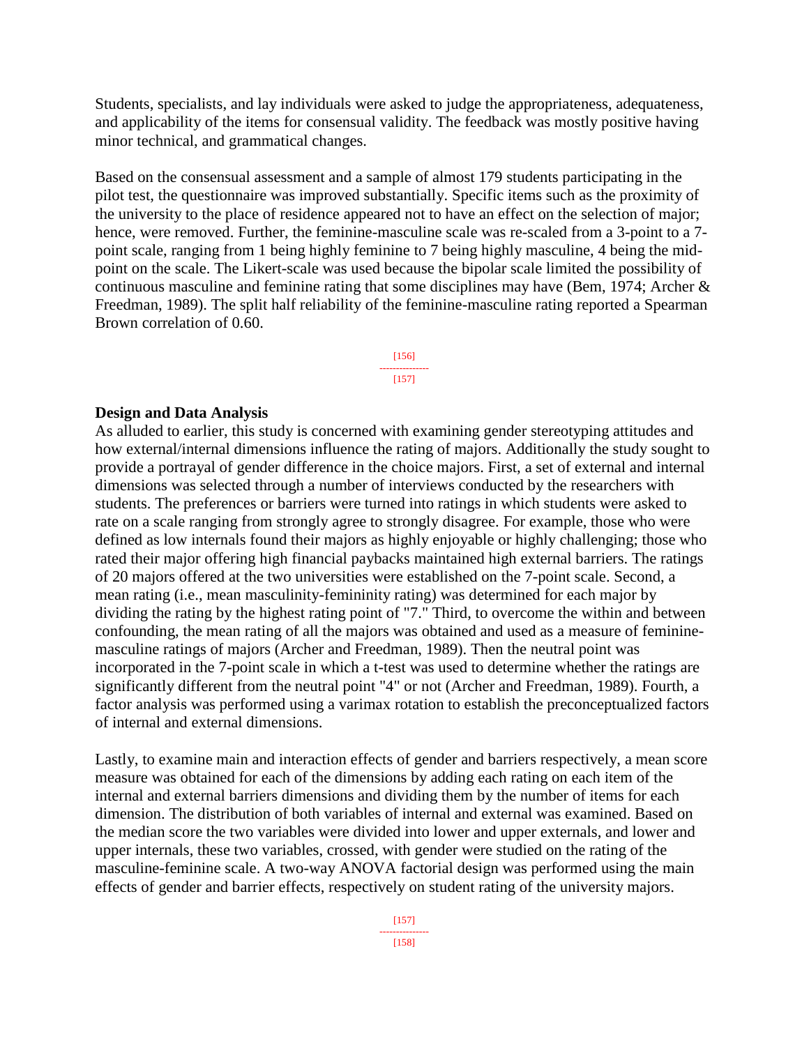Students, specialists, and lay individuals were asked to judge the appropriateness, adequateness, and applicability of the items for consensual validity. The feedback was mostly positive having minor technical, and grammatical changes.

Based on the consensual assessment and a sample of almost 179 students participating in the pilot test, the questionnaire was improved substantially. Specific items such as the proximity of the university to the place of residence appeared not to have an effect on the selection of major; hence, were removed. Further, the feminine-masculine scale was re-scaled from a 3-point to a 7-point scale, ranging from 1 being highly feminine to 7 being highly masculine, 4 being the mid-point on the scale. The Likert-scale was used because the bipolar scale limited the possibility of continuous masculine and feminine rating that some disciplines may have (Bem, 1974; Archer & Freedman, 1989). The split half reliability of the feminine-masculine rating reported a Spearman Brown correlation of 0.60.

**Design and Data Analysis**

As alluded to earlier, this study is concerned with examining gender stereotyping attitudes and how external/internal dimensions influence the rating of majors. Additionally the study sought to provide a portrayal of gender difference in the choice majors. First, a set of external and internal dimensions was selected through a number of interviews conducted by the researchers with students. The preferences or barriers were turned into ratings in which students were asked to rate on a scale ranging from strongly agree to strongly disagree. For example, those who were defined as low internals found their majors as highly enjoyable or highly challenging; those who rated their major offering high financial paybacks maintained high external barriers. The ratings of 20 majors offered at the two universities were established on the 7-point scale. Second, a mean rating (i.e., mean masculinity-femininity rating) was determined for each major by dividing the rating by the highest rating point of "7." Third, to overcome the within and between confounding, the mean rating of all the majors was obtained and used as a measure of feminine-masculine ratings of majors (Archer and Freedman, 1989). Then the neutral point was incorporated in the 7-point scale in which a t-test was used to determine whether the ratings are significantly different from the neutral point "4" or not (Archer and Freedman, 1989). Fourth, a factor analysis was performed using a varimax rotation to establish the preconceptualized factors of internal and external dimensions.

Lastly, to examine main and interaction effects of gender and barriers respectively, a mean score measure was obtained for each of the dimensions by adding each rating on each item of the internal and external barriers dimensions and dividing them by the number of items for each dimension. The distribution of both variables of internal and external was examined. Based on the median score the two variables were divided into lower and upper externals, and lower and upper internals, these two variables, crossed, with gender were studied on the rating of the masculine-feminine scale. A two-way ANOVA factorial design was performed using the main effects of gender and barrier effects, respectively on student rating of the university majors.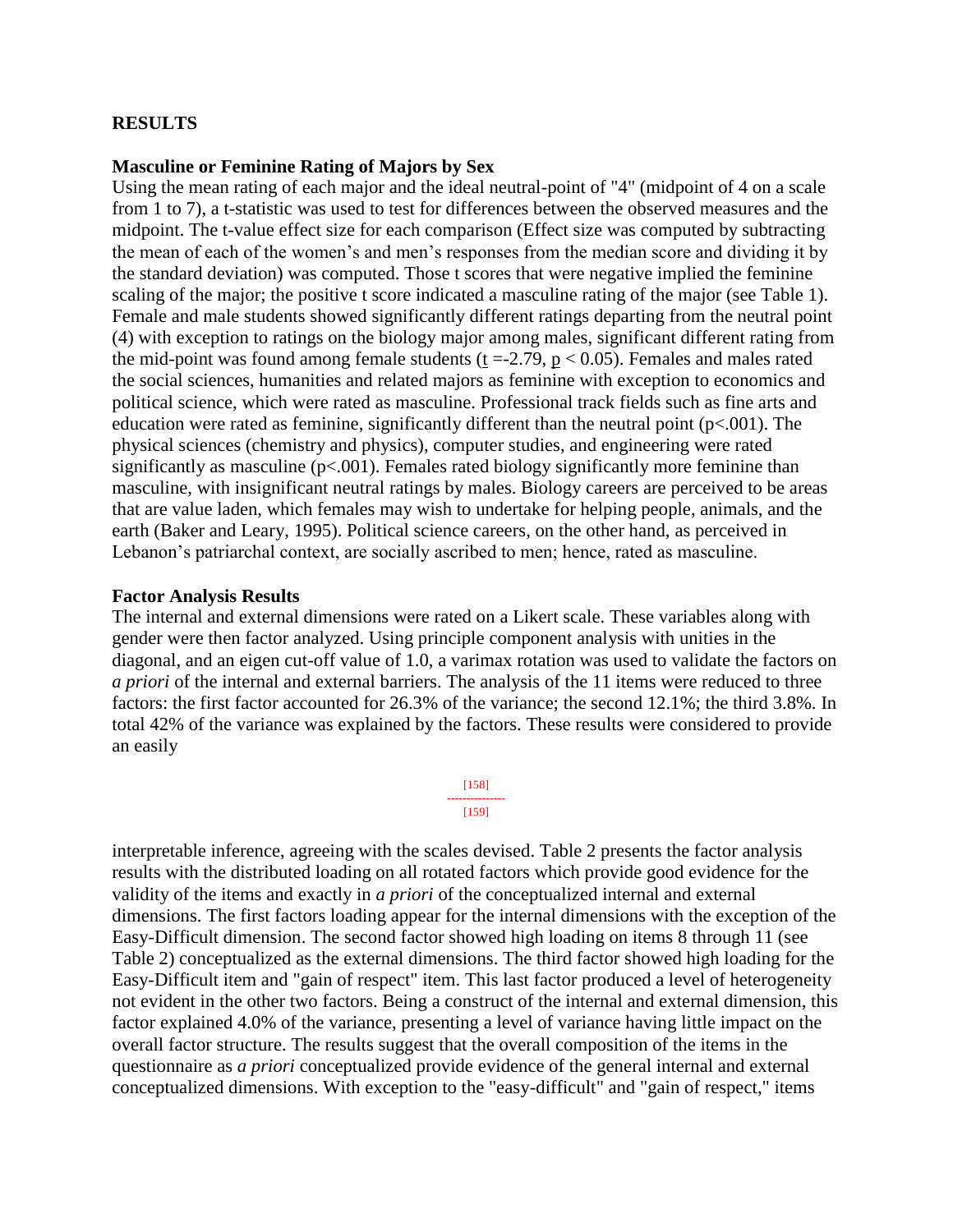## RESULTS

### Masculine or Feminine Rating of Majors by Sex

Using the mean rating of each major and the ideal neutral-point of "4" (midpoint of 4 on a scale from 1 to 7), a t-statistic was used to test for differences between the observed measures and the midpoint. The t-value effect size for each comparison (Effect size was computed by subtracting the mean of each of the women's and men's responses from the median score and dividing it by the standard deviation) was computed. Those t scores that were negative implied the feminine scaling of the major; the positive t score indicated a masculine rating of the major (see Table 1). Female and male students showed significantly different ratings departing from the neutral point (4) with exception to ratings on the biology major among males, significant different rating from the mid-point was found among female students ($t = -2.79$, $p < 0.05$). Females and males rated the social sciences, humanities and related majors as feminine with exception to economics and political science, which were rated as masculine. Professional track fields such as fine arts and education were rated as feminine, significantly different than the neutral point ($p < .001$). The physical sciences (chemistry and physics), computer studies, and engineering were rated significantly as masculine ($p < .001$). Females rated biology significantly more feminine than masculine, with insignificant neutral ratings by males. Biology careers are perceived to be areas that are value laden, which females may wish to undertake for helping people, animals, and the earth (Baker and Leary, 1995). Political science careers, on the other hand, as perceived in Lebanon's patriarchal context, are socially ascribed to men; hence, rated as masculine.

### Factor Analysis Results

The internal and external dimensions were rated on a Likert scale. These variables along with gender were then factor analyzed. Using principle component analysis with unities in the diagonal, and an eigen cut-off value of 1.0, a varimax rotation was used to validate the factors on *a priori* of the internal and external barriers. The analysis of the 11 items were reduced to three factors: the first factor accounted for 26.3% of the variance; the second 12.1%; the third 3.8%. In total 42% of the variance was explained by the factors. These results were considered to provide an easily interpretable inference, agreeing with the scales devised. Table 2 presents the factor analysis results with the distributed loading on all rotated factors which provide good evidence for the validity of the items and exactly in *a priori* of the conceptualized internal and external dimensions. The first factors loading appear for the internal dimensions with the exception of the Easy-Difficult dimension. The second factor showed high loading on items 8 through 11 (see Table 2) conceptualized as the external dimensions. The third factor showed high loading for the Easy-Difficult item and "gain of respect" item. This last factor produced a level of heterogeneity not evident in the other two factors. Being a construct of the internal and external dimension, this factor explained 4.0% of the variance, presenting a level of variance having little impact on the overall factor structure. The results suggest that the overall composition of the items in the questionnaire as *a priori* conceptualized provide evidence of the general internal and external conceptualized dimensions. With exception to the "easy-difficult" and "gain of respect," items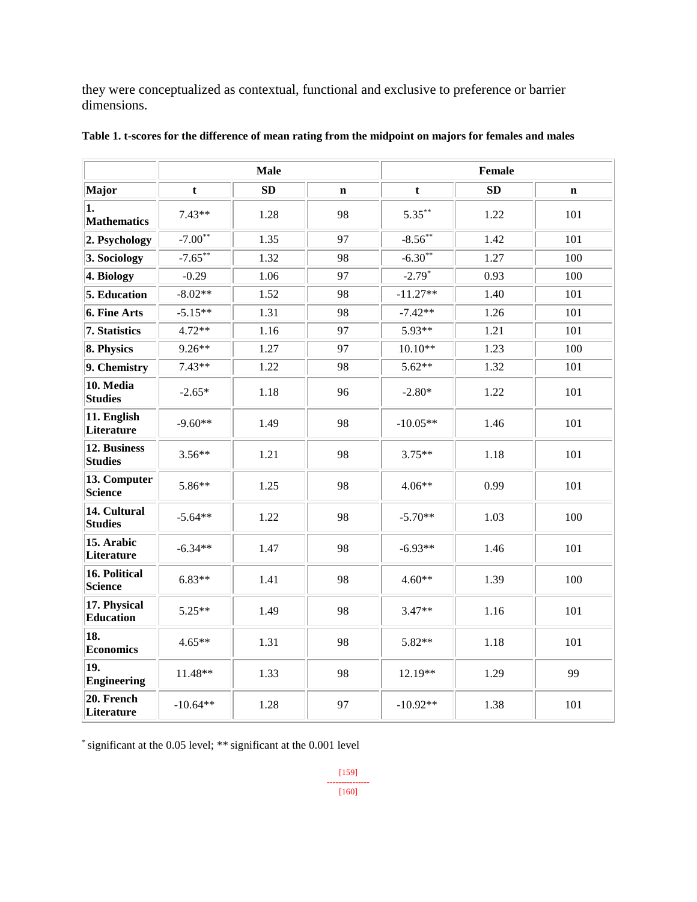they were conceptualized as contextual, functional and exclusive to preference or barrier dimensions.

**Table 1. t-scores for the difference of mean rating from the midpoint on majors for females and males**

| | Male | | | Female | | |
|---|---|---|---|---|---|---|
| **Major** | **t** | **SD** | **n** | **t** | **SD** | **n** |
| **1. Mathematics** | 7.43** | 1.28 | 98 | 5.35** | 1.22 | 101 |
| **2. Psychology** | -7.00** | 1.35 | 97 | -8.56** | 1.42 | 101 |
| **3. Sociology** | -7.65** | 1.32 | 98 | -6.30** | 1.27 | 100 |
| **4. Biology** | -0.29 | 1.06 | 97 | -2.79* | 0.93 | 100 |
| **5. Education** | -8.02** | 1.52 | 98 | -11.27** | 1.40 | 101 |
| **6. Fine Arts** | -5.15** | 1.31 | 98 | -7.42** | 1.26 | 101 |
| **7. Statistics** | 4.72** | 1.16 | 97 | 5.93** | 1.21 | 101 |
| **8. Physics** | 9.26** | 1.27 | 97 | 10.10** | 1.23 | 100 |
| **9. Chemistry** | 7.43** | 1.22 | 98 | 5.62** | 1.32 | 101 |
| **10. Media Studies** | -2.65* | 1.18 | 96 | -2.80* | 1.22 | 101 |
| **11. English Literature** | -9.60** | 1.49 | 98 | -10.05** | 1.46 | 101 |
| **12. Business Studies** | 3.56** | 1.21 | 98 | 3.75** | 1.18 | 101 |
| **13. Computer Science** | 5.86** | 1.25 | 98 | 4.06** | 0.99 | 101 |
| **14. Cultural Studies** | -5.64** | 1.22 | 98 | -5.70** | 1.03 | 100 |
| **15. Arabic Literature** | -6.34** | 1.47 | 98 | -6.93** | 1.46 | 101 |
| **16. Political Science** | 6.83** | 1.41 | 98 | 4.60** | 1.39 | 100 |
| **17. Physical Education** | 5.25** | 1.49 | 98 | 3.47** | 1.16 | 101 |
| **18. Economics** | 4.65** | 1.31 | 98 | 5.82** | 1.18 | 101 |
| **19. Engineering** | 11.48** | 1.33 | 98 | 12.19** | 1.29 | 99 |
| **20. French Literature** | -10.64** | 1.28 | 97 | -10.92** | 1.38 | 101 |

\* significant at the 0.05 level; ** significant at the 0.001 level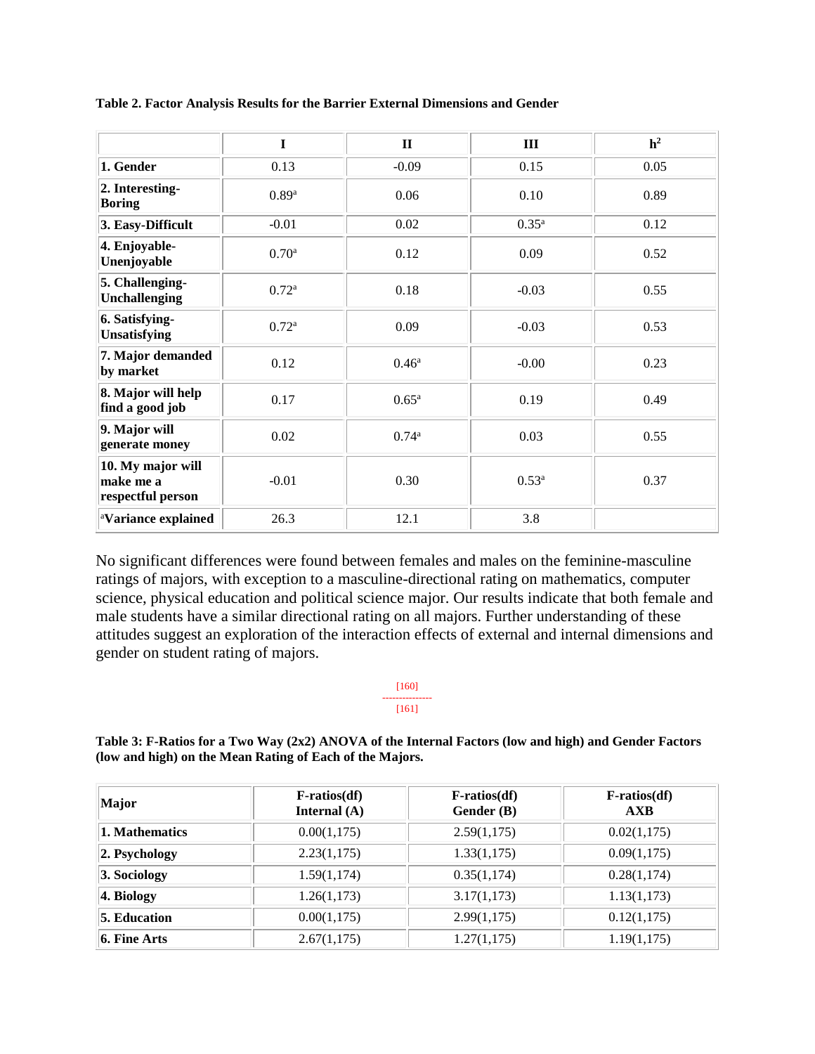**Table 2. Factor Analysis Results for the Barrier External Dimensions and Gender**

| | I | II | III | $h^2$ |
|---|---|---|---|---|
| **1. Gender** | 0.13 | -0.09 | 0.15 | 0.05 |
| **2. Interesting-Boring** | 0.89[a] | 0.06 | 0.10 | 0.89 |
| **3. Easy-Difficult** | -0.01 | 0.02 | 0.35[a] | 0.12 |
| **4. Enjoyable-Unenjoyable** | 0.70[a] | 0.12 | 0.09 | 0.52 |
| **5. Challenging-Unchallenging** | 0.72[a] | 0.18 | -0.03 | 0.55 |
| **6. Satisfying-Unsatisfying** | 0.72[a] | 0.09 | -0.03 | 0.53 |
| **7. Major demanded by market** | 0.12 | 0.46[a] | -0.00 | 0.23 |
| **8. Major will help find a good job** | 0.17 | 0.65[a] | 0.19 | 0.49 |
| **9. Major will generate money** | 0.02 | 0.74[a] | 0.03 | 0.55 |
| **10. My major will make me a respectful person** | -0.01 | 0.30 | 0.53[a] | 0.37 |
| [a]**Variance explained** | 26.3 | 12.1 | 3.8 | |

No significant differences were found between females and males on the feminine-masculine ratings of majors, with exception to a masculine-directional rating on mathematics, computer science, physical education and political science major. Our results indicate that both female and male students have a similar directional rating on all majors. Further understanding of these attitudes suggest an exploration of the interaction effects of external and internal dimensions and gender on student rating of majors.

**Table 3: F-Ratios for a Two Way (2x2) ANOVA of the Internal Factors (low and high) and Gender Factors (low and high) on the Mean Rating of Each of the Majors.**

| Major | F-ratios(df) Internal (A) | F-ratios(df) Gender (B) | F-ratios(df) AXB |
|---|---|---|---|
| **1. Mathematics** | 0.00(1,175) | 2.59(1,175) | 0.02(1,175) |
| **2. Psychology** | 2.23(1,175) | 1.33(1,175) | 0.09(1,175) |
| **3. Sociology** | 1.59(1,174) | 0.35(1,174) | 0.28(1,174) |
| **4. Biology** | 1.26(1,173) | 3.17(1,173) | 1.13(1,173) |
| **5. Education** | 0.00(1,175) | 2.99(1,175) | 0.12(1,175) |
| **6. Fine Arts** | 2.67(1,175) | 1.27(1,175) | 1.19(1,175) |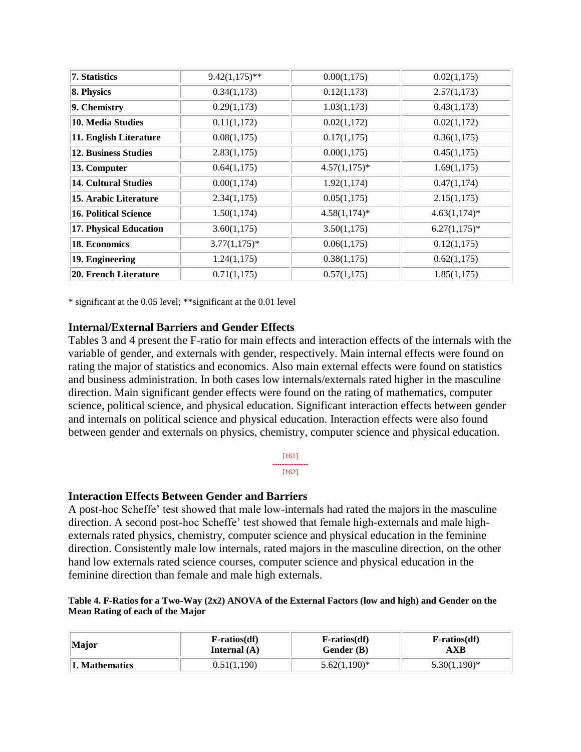| | | | |
|---|---|---|---|
| **7. Statistics** | 9.42(1,175)** | 0.00(1,175) | 0.02(1,175) |
| **8. Physics** | 0.34(1,173) | 0.12(1,173) | 2.57(1,173) |
| **9. Chemistry** | 0.29(1,173) | 1.03(1,173) | 0.43(1,173) |
| **10. Media Studies** | 0.11(1,172) | 0.02(1,172) | 0.02(1,172) |
| **11. English Literature** | 0.08(1,175) | 0.17(1,175) | 0.36(1,175) |
| **12. Business Studies** | 2.83(1,175) | 0.00(1,175) | 0.45(1,175) |
| **13. Computer** | 0.64(1,175) | 4.57(1,175)* | 1.69(1,175) |
| **14. Cultural Studies** | 0.00(1,174) | 1.92(1,174) | 0.47(1,174) |
| **15. Arabic Literature** | 2.34(1,175) | 0.05(1,175) | 2.15(1,175) |
| **16. Political Science** | 1.50(1,174) | 4.58(1,174)* | 4.63(1,174)* |
| **17. Physical Education** | 3.60(1,175) | 3.50(1,175) | 6.27(1,175)* |
| **18. Economics** | 3.77(1,175)* | 0.06(1,175) | 0.12(1,175) |
| **19. Engineering** | 1.24(1,175) | 0.38(1,175) | 0.62(1,175) |
| **20. French Literature** | 0.71(1,175) | 0.57(1,175) | 1.85(1,175) |

* significant at the 0.05 level; **significant at the 0.01 level

### Internal/External Barriers and Gender Effects

Tables 3 and 4 present the F-ratio for main effects and interaction effects of the internals with the variable of gender, and externals with gender, respectively. Main internal effects were found on rating the major of statistics and economics. Also main external effects were found on statistics and business administration. In both cases low internals/externals rated higher in the masculine direction. Main significant gender effects were found on the rating of mathematics, computer science, political science, and physical education. Significant interaction effects between gender and internals on political science and physical education. Interaction effects were also found between gender and externals on physics, chemistry, computer science and physical education.

### Interaction Effects Between Gender and Barriers

A post-hoc Scheffe' test showed that male low-internals had rated the majors in the masculine direction. A second post-hoc Scheffe' test showed that female high-externals and male high-externals rated physics, chemistry, computer science and physical education in the feminine direction. Consistently male low internals, rated majors in the masculine direction, on the other hand low externals rated science courses, computer science and physical education in the feminine direction than female and male high externals.

**Table 4. F-Ratios for a Two-Way (2x2) ANOVA of the External Factors (low and high) and Gender on the Mean Rating of each of the Major**

| Major | F-ratios(df) Internal (A) | F-ratios(df) Gender (B) | F-ratios(df) AXB |
|---|---|---|---|
| **1. Mathematics** | 0.51(1,190) | 5.62(1,190)* | 5.30(1,190)* |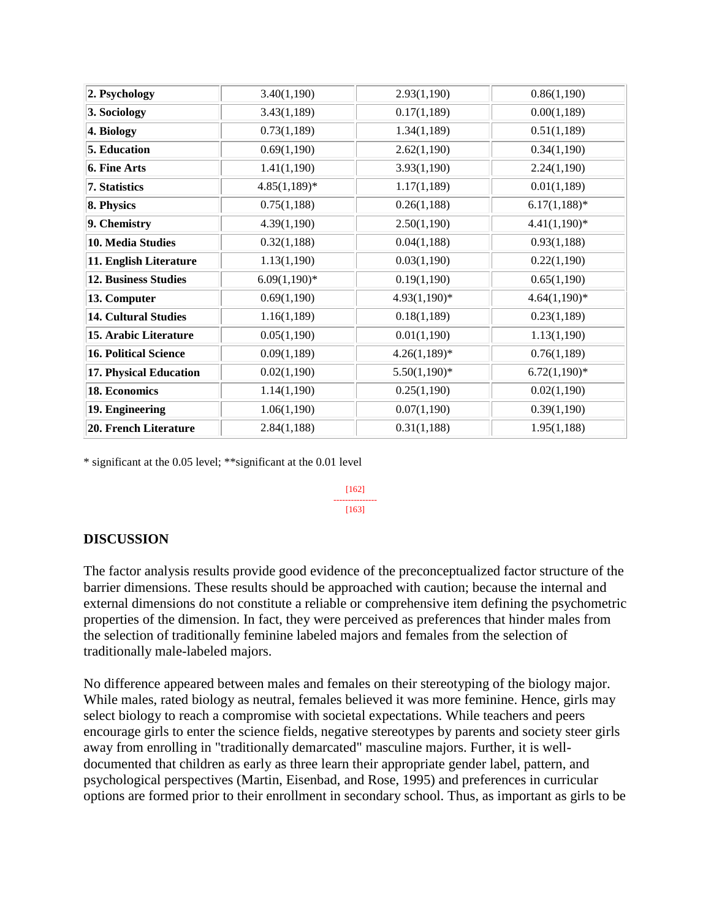| | | | |
|---|---|---|---|
| **2. Psychology** | 3.40(1,190) | 2.93(1,190) | 0.86(1,190) |
| **3. Sociology** | 3.43(1,189) | 0.17(1,189) | 0.00(1,189) |
| **4. Biology** | 0.73(1,189) | 1.34(1,189) | 0.51(1,189) |
| **5. Education** | 0.69(1,190) | 2.62(1,190) | 0.34(1,190) |
| **6. Fine Arts** | 1.41(1,190) | 3.93(1,190) | 2.24(1,190) |
| **7. Statistics** | 4.85(1,189)* | 1.17(1,189) | 0.01(1,189) |
| **8. Physics** | 0.75(1,188) | 0.26(1,188) | 6.17(1,188)* |
| **9. Chemistry** | 4.39(1,190) | 2.50(1,190) | 4.41(1,190)* |
| **10. Media Studies** | 0.32(1,188) | 0.04(1,188) | 0.93(1,188) |
| **11. English Literature** | 1.13(1,190) | 0.03(1,190) | 0.22(1,190) |
| **12. Business Studies** | 6.09(1,190)* | 0.19(1,190) | 0.65(1,190) |
| **13. Computer** | 0.69(1,190) | 4.93(1,190)* | 4.64(1,190)* |
| **14. Cultural Studies** | 1.16(1,189) | 0.18(1,189) | 0.23(1,189) |
| **15. Arabic Literature** | 0.05(1,190) | 0.01(1,190) | 1.13(1,190) |
| **16. Political Science** | 0.09(1,189) | 4.26(1,189)* | 0.76(1,189) |
| **17. Physical Education** | 0.02(1,190) | 5.50(1,190)* | 6.72(1,190)* |
| **18. Economics** | 1.14(1,190) | 0.25(1,190) | 0.02(1,190) |
| **19. Engineering** | 1.06(1,190) | 0.07(1,190) | 0.39(1,190) |
| **20. French Literature** | 2.84(1,188) | 0.31(1,188) | 1.95(1,188) |

* significant at the 0.05 level; **significant at the 0.01 level

[162]
---------------
[163]

## DISCUSSION

The factor analysis results provide good evidence of the preconceptualized factor structure of the barrier dimensions. These results should be approached with caution; because the internal and external dimensions do not constitute a reliable or comprehensive item defining the psychometric properties of the dimension. In fact, they were perceived as preferences that hinder males from the selection of traditionally feminine labeled majors and females from the selection of traditionally male-labeled majors.

No difference appeared between males and females on their stereotyping of the biology major. While males, rated biology as neutral, females believed it was more feminine. Hence, girls may select biology to reach a compromise with societal expectations. While teachers and peers encourage girls to enter the science fields, negative stereotypes by parents and society steer girls away from enrolling in "traditionally demarcated" masculine majors. Further, it is well-documented that children as early as three learn their appropriate gender label, pattern, and psychological perspectives (Martin, Eisenbad, and Rose, 1995) and preferences in curricular options are formed prior to their enrollment in secondary school. Thus, as important as girls to be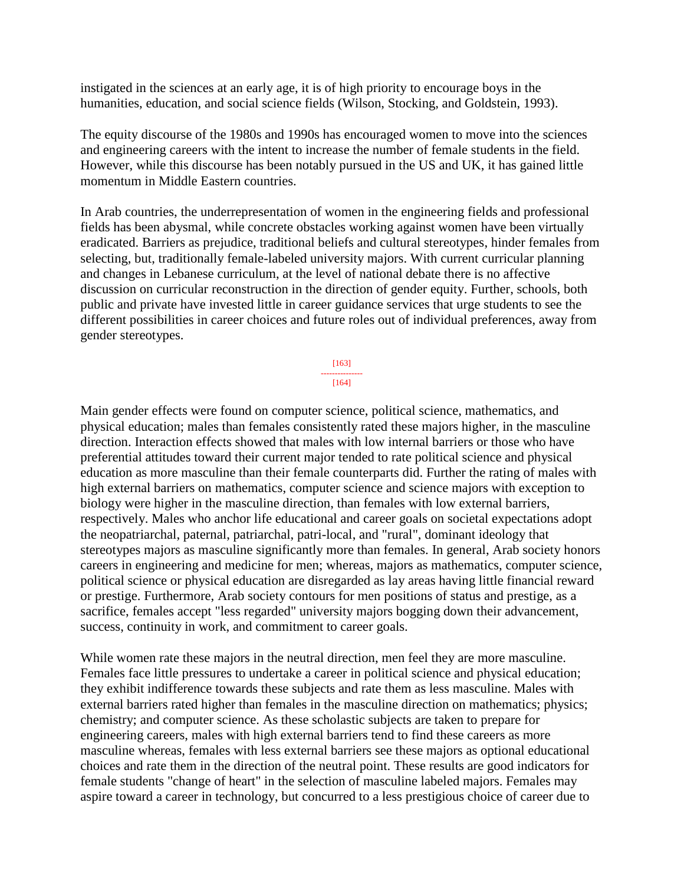instigated in the sciences at an early age, it is of high priority to encourage boys in the humanities, education, and social science fields (Wilson, Stocking, and Goldstein, 1993).

The equity discourse of the 1980s and 1990s has encouraged women to move into the sciences and engineering careers with the intent to increase the number of female students in the field. However, while this discourse has been notably pursued in the US and UK, it has gained little momentum in Middle Eastern countries.

In Arab countries, the underrepresentation of women in the engineering fields and professional fields has been abysmal, while concrete obstacles working against women have been virtually eradicated. Barriers as prejudice, traditional beliefs and cultural stereotypes, hinder females from selecting, but, traditionally female-labeled university majors. With current curricular planning and changes in Lebanese curriculum, at the level of national debate there is no affective discussion on curricular reconstruction in the direction of gender equity. Further, schools, both public and private have invested little in career guidance services that urge students to see the different possibilities in career choices and future roles out of individual preferences, away from gender stereotypes.

Main gender effects were found on computer science, political science, mathematics, and physical education; males than females consistently rated these majors higher, in the masculine direction. Interaction effects showed that males with low internal barriers or those who have preferential attitudes toward their current major tended to rate political science and physical education as more masculine than their female counterparts did. Further the rating of males with high external barriers on mathematics, computer science and science majors with exception to biology were higher in the masculine direction, than females with low external barriers, respectively. Males who anchor life educational and career goals on societal expectations adopt the neopatriarchal, paternal, patriarchal, patri-local, and "rural", dominant ideology that stereotypes majors as masculine significantly more than females. In general, Arab society honors careers in engineering and medicine for men; whereas, majors as mathematics, computer science, political science or physical education are disregarded as lay areas having little financial reward or prestige. Furthermore, Arab society contours for men positions of status and prestige, as a sacrifice, females accept "less regarded" university majors bogging down their advancement, success, continuity in work, and commitment to career goals.

While women rate these majors in the neutral direction, men feel they are more masculine. Females face little pressures to undertake a career in political science and physical education; they exhibit indifference towards these subjects and rate them as less masculine. Males with external barriers rated higher than females in the masculine direction on mathematics; physics; chemistry; and computer science. As these scholastic subjects are taken to prepare for engineering careers, males with high external barriers tend to find these careers as more masculine whereas, females with less external barriers see these majors as optional educational choices and rate them in the direction of the neutral point. These results are good indicators for female students "change of heart" in the selection of masculine labeled majors. Females may aspire toward a career in technology, but concurred to a less prestigious choice of career due to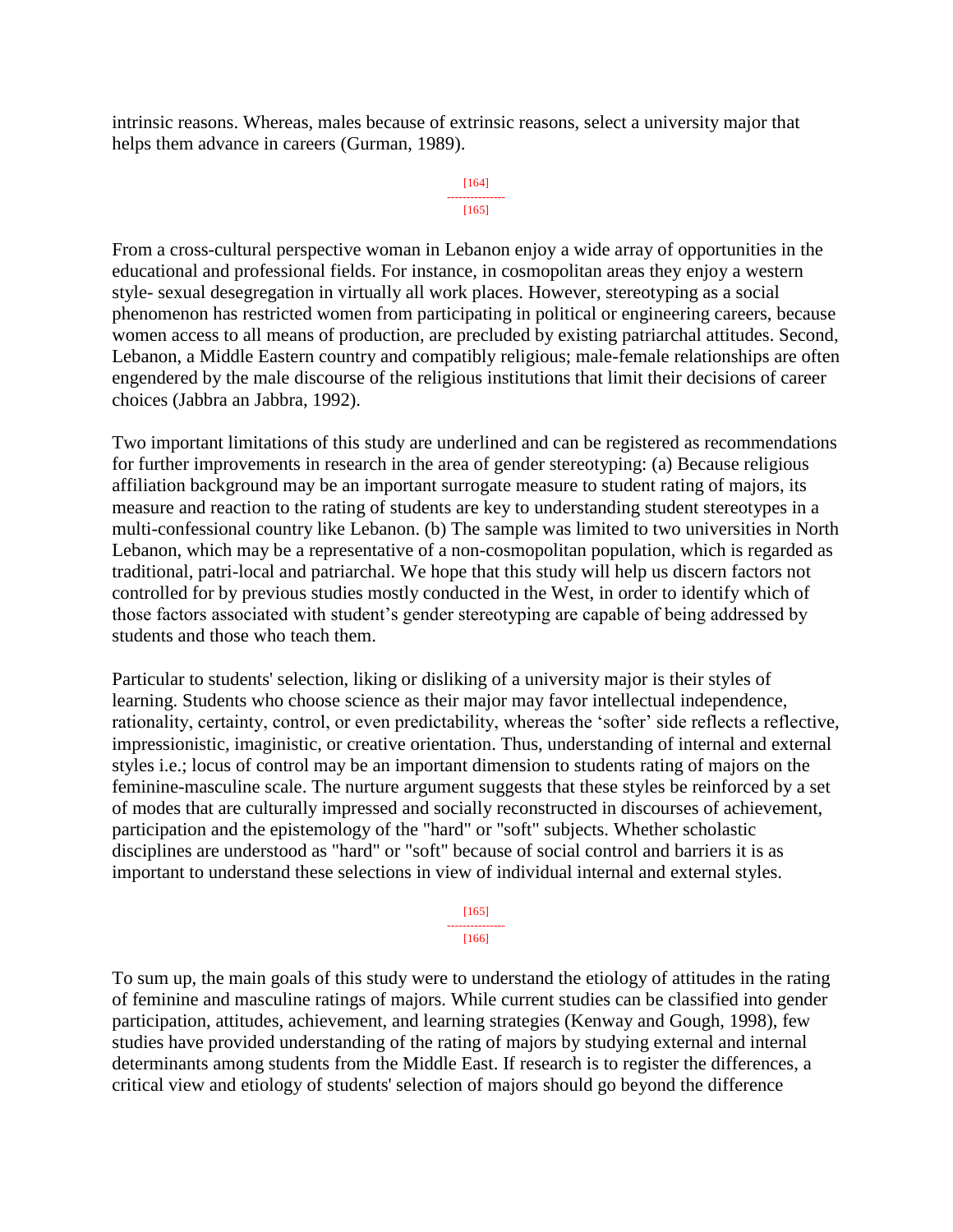intrinsic reasons. Whereas, males because of extrinsic reasons, select a university major that helps them advance in careers (Gurman, 1989).

From a cross-cultural perspective woman in Lebanon enjoy a wide array of opportunities in the educational and professional fields. For instance, in cosmopolitan areas they enjoy a western style- sexual desegregation in virtually all work places. However, stereotyping as a social phenomenon has restricted women from participating in political or engineering careers, because women access to all means of production, are precluded by existing patriarchal attitudes. Second, Lebanon, a Middle Eastern country and compatibly religious; male-female relationships are often engendered by the male discourse of the religious institutions that limit their decisions of career choices (Jabbra an Jabbra, 1992).

Two important limitations of this study are underlined and can be registered as recommendations for further improvements in research in the area of gender stereotyping: (a) Because religious affiliation background may be an important surrogate measure to student rating of majors, its measure and reaction to the rating of students are key to understanding student stereotypes in a multi-confessional country like Lebanon. (b) The sample was limited to two universities in North Lebanon, which may be a representative of a non-cosmopolitan population, which is regarded as traditional, patri-local and patriarchal. We hope that this study will help us discern factors not controlled for by previous studies mostly conducted in the West, in order to identify which of those factors associated with student's gender stereotyping are capable of being addressed by students and those who teach them.

Particular to students' selection, liking or disliking of a university major is their styles of learning. Students who choose science as their major may favor intellectual independence, rationality, certainty, control, or even predictability, whereas the 'softer' side reflects a reflective, impressionistic, imaginistic, or creative orientation. Thus, understanding of internal and external styles i.e.; locus of control may be an important dimension to students rating of majors on the feminine-masculine scale. The nurture argument suggests that these styles be reinforced by a set of modes that are culturally impressed and socially reconstructed in discourses of achievement, participation and the epistemology of the "hard" or "soft" subjects. Whether scholastic disciplines are understood as "hard" or "soft" because of social control and barriers it is as important to understand these selections in view of individual internal and external styles.

To sum up, the main goals of this study were to understand the etiology of attitudes in the rating of feminine and masculine ratings of majors. While current studies can be classified into gender participation, attitudes, achievement, and learning strategies (Kenway and Gough, 1998), few studies have provided understanding of the rating of majors by studying external and internal determinants among students from the Middle East. If research is to register the differences, a critical view and etiology of students' selection of majors should go beyond the difference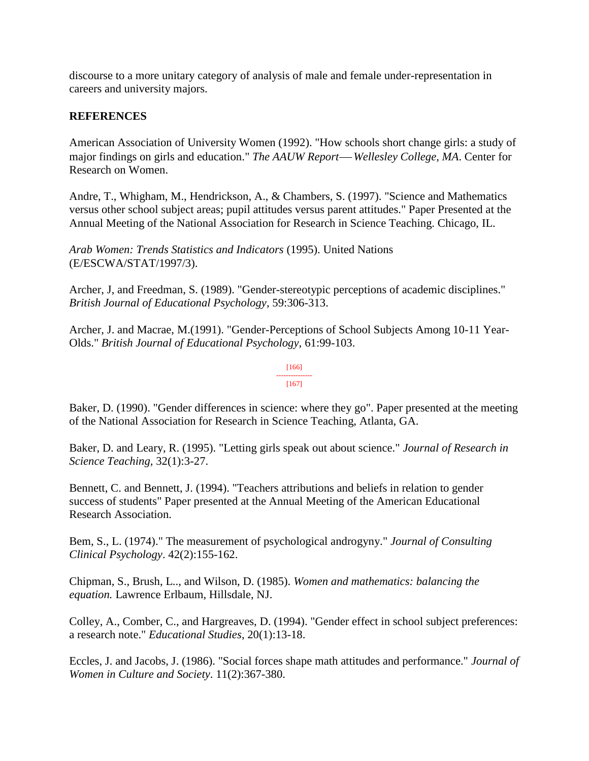discourse to a more unitary category of analysis of male and female under-representation in careers and university majors.

**REFERENCES**

American Association of University Women (1992). "How schools short change girls: a study of major findings on girls and education." *The AAUW Report— Wellesley College, MA*. Center for Research on Women.

Andre, T., Whigham, M., Hendrickson, A., & Chambers, S. (1997). "Science and Mathematics versus other school subject areas; pupil attitudes versus parent attitudes." Paper Presented at the Annual Meeting of the National Association for Research in Science Teaching. Chicago, IL.

*Arab Women: Trends Statistics and Indicators* (1995). United Nations (E/ESCWA/STAT/1997/3).

Archer, J, and Freedman, S. (1989). "Gender-stereotypic perceptions of academic disciplines." *British Journal of Educational Psychology*, 59:306-313.

Archer, J. and Macrae, M.(1991). "Gender-Perceptions of School Subjects Among 10-11 Year-Olds." *British Journal of Educational Psychology*, 61:99-103.

Baker, D. (1990). "Gender differences in science: where they go". Paper presented at the meeting of the National Association for Research in Science Teaching, Atlanta, GA.

Baker, D. and Leary, R. (1995). "Letting girls speak out about science." *Journal of Research in Science Teaching*, 32(1):3-27.

Bennett, C. and Bennett, J. (1994). "Teachers attributions and beliefs in relation to gender success of students" Paper presented at the Annual Meeting of the American Educational Research Association.

Bem, S., L. (1974)." The measurement of psychological androgyny." *Journal of Consulting Clinical Psychology*. 42(2):155-162.

Chipman, S., Brush, L.., and Wilson, D. (1985). *Women and mathematics: balancing the equation.* Lawrence Erlbaum, Hillsdale, NJ.

Colley, A., Comber, C., and Hargreaves, D. (1994). "Gender effect in school subject preferences: a research note." *Educational Studies*, 20(1):13-18.

Eccles, J. and Jacobs, J. (1986). "Social forces shape math attitudes and performance." *Journal of Women in Culture and Society*. 11(2):367-380.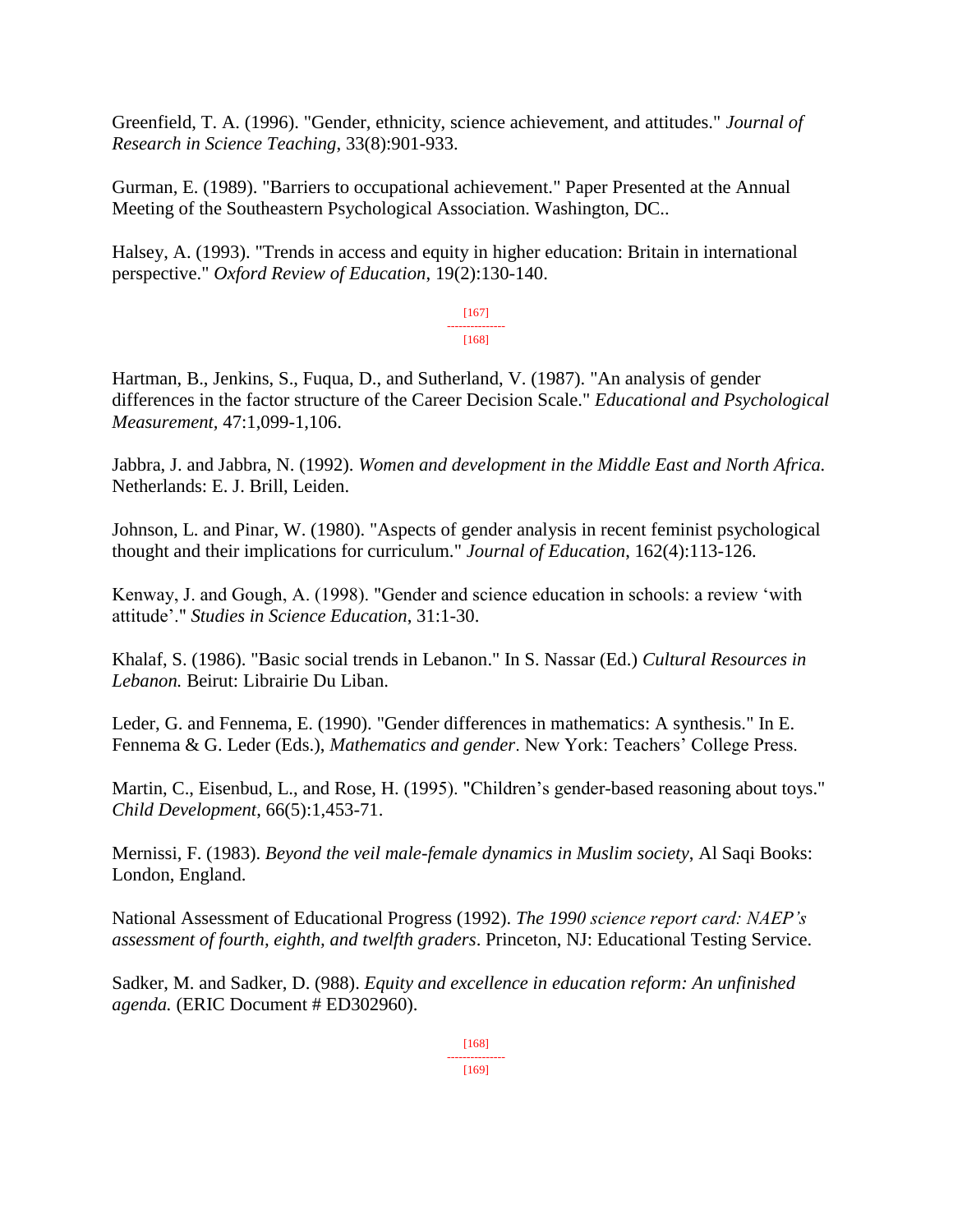Greenfield, T. A. (1996). "Gender, ethnicity, science achievement, and attitudes." *Journal of Research in Science Teaching*, 33(8):901-933.

Gurman, E. (1989). "Barriers to occupational achievement." Paper Presented at the Annual Meeting of the Southeastern Psychological Association. Washington, DC..

Halsey, A. (1993). "Trends in access and equity in higher education: Britain in international perspective." *Oxford Review of Education*, 19(2):130-140.

Hartman, B., Jenkins, S., Fuqua, D., and Sutherland, V. (1987). "An analysis of gender differences in the factor structure of the Career Decision Scale." *Educational and Psychological Measurement*, 47:1,099-1,106.

Jabbra, J. and Jabbra, N. (1992). *Women and development in the Middle East and North Africa.* Netherlands: E. J. Brill, Leiden.

Johnson, L. and Pinar, W. (1980). "Aspects of gender analysis in recent feminist psychological thought and their implications for curriculum." *Journal of Education*, 162(4):113-126.

Kenway, J. and Gough, A. (1998). "Gender and science education in schools: a review 'with attitude'." *Studies in Science Education*, 31:1-30.

Khalaf, S. (1986). "Basic social trends in Lebanon." In S. Nassar (Ed.) *Cultural Resources in Lebanon.* Beirut: Librairie Du Liban.

Leder, G. and Fennema, E. (1990). "Gender differences in mathematics: A synthesis." In E. Fennema & G. Leder (Eds.), *Mathematics and gender*. New York: Teachers' College Press.

Martin, C., Eisenbud, L., and Rose, H. (1995). "Children's gender-based reasoning about toys." *Child Development*, 66(5):1,453-71.

Mernissi, F. (1983). *Beyond the veil male-female dynamics in Muslim society*, Al Saqi Books: London, England.

National Assessment of Educational Progress (1992). *The 1990 science report card: NAEP's assessment of fourth, eighth, and twelfth graders*. Princeton, NJ: Educational Testing Service.

Sadker, M. and Sadker, D. (988). *Equity and excellence in education reform: An unfinished agenda.* (ERIC Document # ED302960).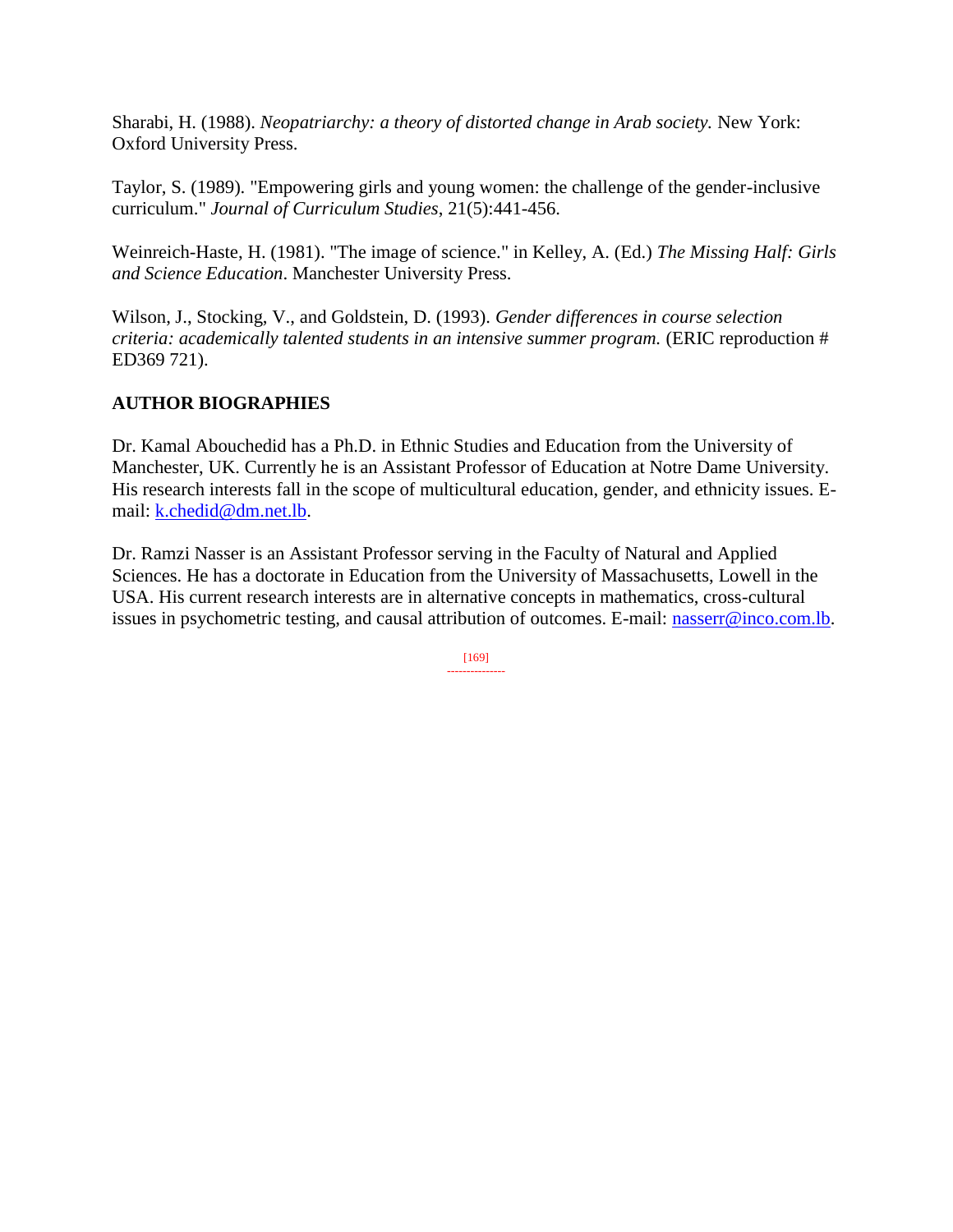Sharabi, H. (1988). *Neopatriarchy: a theory of distorted change in Arab society.* New York: Oxford University Press.

Taylor, S. (1989). "Empowering girls and young women: the challenge of the gender-inclusive curriculum." *Journal of Curriculum Studies*, 21(5):441-456.

Weinreich-Haste, H. (1981). "The image of science." in Kelley, A. (Ed.) *The Missing Half: Girls and Science Education*. Manchester University Press.

Wilson, J., Stocking, V., and Goldstein, D. (1993). *Gender differences in course selection criteria: academically talented students in an intensive summer program.* (ERIC reproduction # ED369 721).

## AUTHOR BIOGRAPHIES

Dr. Kamal Abouchedid has a Ph.D. in Ethnic Studies and Education from the University of Manchester, UK. Currently he is an Assistant Professor of Education at Notre Dame University. His research interests fall in the scope of multicultural education, gender, and ethnicity issues. E-mail: k.chedid@dm.net.lb.

Dr. Ramzi Nasser is an Assistant Professor serving in the Faculty of Natural and Applied Sciences. He has a doctorate in Education from the University of Massachusetts, Lowell in the USA. His current research interests are in alternative concepts in mathematics, cross-cultural issues in psychometric testing, and causal attribution of outcomes. E-mail: nasserr@inco.com.lb.